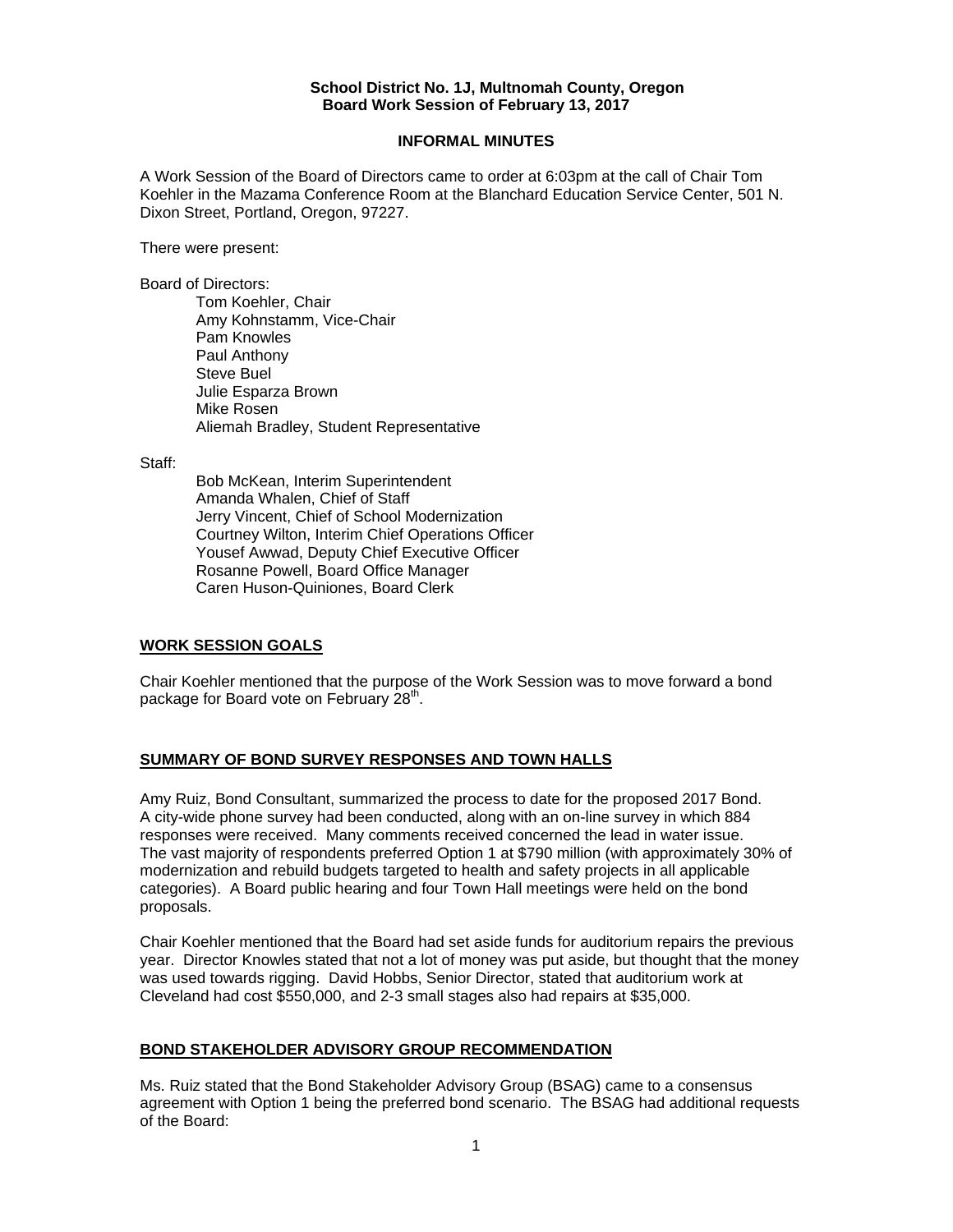**School District No. 1J, Multnomah County, Oregon**
**Board Work Session of February 13, 2017**

**INFORMAL MINUTES**

A Work Session of the Board of Directors came to order at 6:03pm at the call of Chair Tom Koehler in the Mazama Conference Room at the Blanchard Education Service Center, 501 N. Dixon Street, Portland, Oregon, 97227.

There were present:

Board of Directors:

Tom Koehler, Chair
Amy Kohnstamm, Vice-Chair
Pam Knowles
Paul Anthony
Steve Buel
Julie Esparza Brown
Mike Rosen
Aliemah Bradley, Student Representative

Staff:

Bob McKean, Interim Superintendent
Amanda Whalen, Chief of Staff
Jerry Vincent, Chief of School Modernization
Courtney Wilton, Interim Chief Operations Officer
Yousef Awwad, Deputy Chief Executive Officer
Rosanne Powell, Board Office Manager
Caren Huson-Quiniones, Board Clerk

## WORK SESSION GOALS

Chair Koehler mentioned that the purpose of the Work Session was to move forward a bond package for Board vote on February 28th.

## SUMMARY OF BOND SURVEY RESPONSES AND TOWN HALLS

Amy Ruiz, Bond Consultant, summarized the process to date for the proposed 2017 Bond. A city-wide phone survey had been conducted, along with an on-line survey in which 884 responses were received. Many comments received concerned the lead in water issue. The vast majority of respondents preferred Option 1 at $790 million (with approximately 30% of modernization and rebuild budgets targeted to health and safety projects in all applicable categories). A Board public hearing and four Town Hall meetings were held on the bond proposals.

Chair Koehler mentioned that the Board had set aside funds for auditorium repairs the previous year. Director Knowles stated that not a lot of money was put aside, but thought that the money was used towards rigging. David Hobbs, Senior Director, stated that auditorium work at Cleveland had cost $550,000, and 2-3 small stages also had repairs at $35,000.

## BOND STAKEHOLDER ADVISORY GROUP RECOMMENDATION

Ms. Ruiz stated that the Bond Stakeholder Advisory Group (BSAG) came to a consensus agreement with Option 1 being the preferred bond scenario. The BSAG had additional requests of the Board: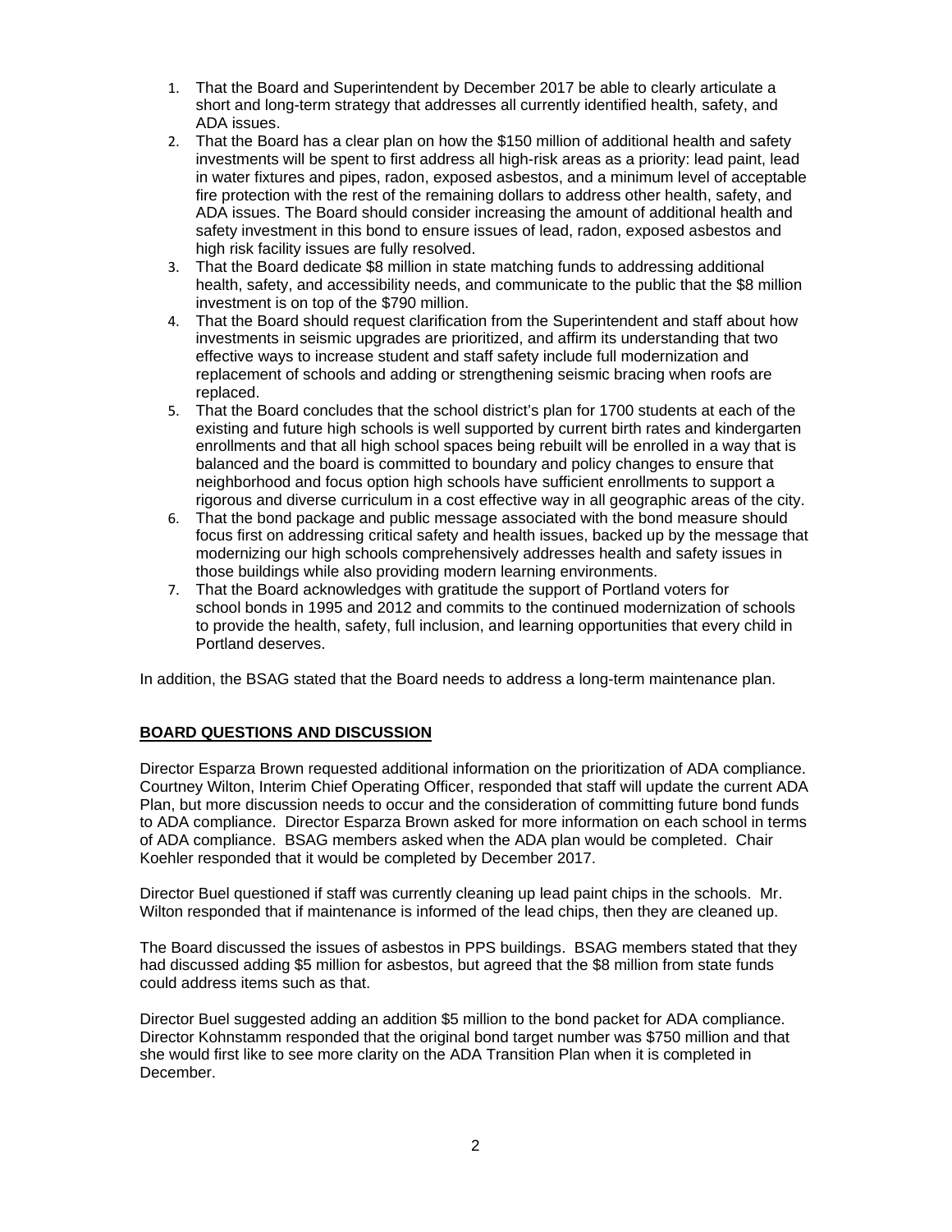1. That the Board and Superintendent by December 2017 be able to clearly articulate a short and long-term strategy that addresses all currently identified health, safety, and ADA issues.
2. That the Board has a clear plan on how the $150 million of additional health and safety investments will be spent to first address all high-risk areas as a priority: lead paint, lead in water fixtures and pipes, radon, exposed asbestos, and a minimum level of acceptable fire protection with the rest of the remaining dollars to address other health, safety, and ADA issues. The Board should consider increasing the amount of additional health and safety investment in this bond to ensure issues of lead, radon, exposed asbestos and high risk facility issues are fully resolved.
3. That the Board dedicate $8 million in state matching funds to addressing additional health, safety, and accessibility needs, and communicate to the public that the $8 million investment is on top of the $790 million.
4. That the Board should request clarification from the Superintendent and staff about how investments in seismic upgrades are prioritized, and affirm its understanding that two effective ways to increase student and staff safety include full modernization and replacement of schools and adding or strengthening seismic bracing when roofs are replaced.
5. That the Board concludes that the school district's plan for 1700 students at each of the existing and future high schools is well supported by current birth rates and kindergarten enrollments and that all high school spaces being rebuilt will be enrolled in a way that is balanced and the board is committed to boundary and policy changes to ensure that neighborhood and focus option high schools have sufficient enrollments to support a rigorous and diverse curriculum in a cost effective way in all geographic areas of the city.
6. That the bond package and public message associated with the bond measure should focus first on addressing critical safety and health issues, backed up by the message that modernizing our high schools comprehensively addresses health and safety issues in those buildings while also providing modern learning environments.
7. That the Board acknowledges with gratitude the support of Portland voters for school bonds in 1995 and 2012 and commits to the continued modernization of schools to provide the health, safety, full inclusion, and learning opportunities that every child in Portland deserves.

In addition, the BSAG stated that the Board needs to address a long-term maintenance plan.

**BOARD QUESTIONS AND DISCUSSION**

Director Esparza Brown requested additional information on the prioritization of ADA compliance. Courtney Wilton, Interim Chief Operating Officer, responded that staff will update the current ADA Plan, but more discussion needs to occur and the consideration of committing future bond funds to ADA compliance. Director Esparza Brown asked for more information on each school in terms of ADA compliance. BSAG members asked when the ADA plan would be completed. Chair Koehler responded that it would be completed by December 2017.

Director Buel questioned if staff was currently cleaning up lead paint chips in the schools. Mr. Wilton responded that if maintenance is informed of the lead chips, then they are cleaned up.

The Board discussed the issues of asbestos in PPS buildings. BSAG members stated that they had discussed adding $5 million for asbestos, but agreed that the $8 million from state funds could address items such as that.

Director Buel suggested adding an addition $5 million to the bond packet for ADA compliance. Director Kohnstamm responded that the original bond target number was $750 million and that she would first like to see more clarity on the ADA Transition Plan when it is completed in December.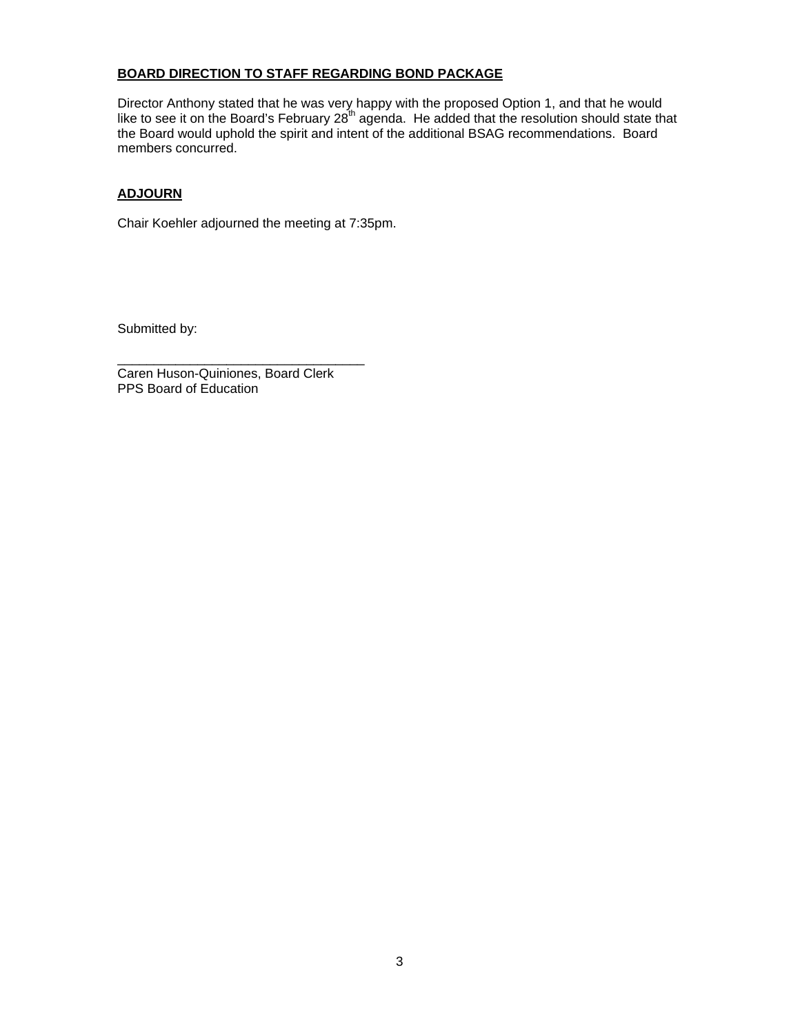**BOARD DIRECTION TO STAFF REGARDING BOND PACKAGE**

Director Anthony stated that he was very happy with the proposed Option 1, and that he would like to see it on the Board's February 28th agenda. He added that the resolution should state that the Board would uphold the spirit and intent of the additional BSAG recommendations. Board members concurred.

**ADJOURN**

Chair Koehler adjourned the meeting at 7:35pm.

Submitted by:

\_\_\_\_\_\_\_\_\_\_\_\_\_\_\_\_\_\_\_\_\_\_\_\_\_\_\_\_\_\_\_\_\_\_

Caren Huson-Quiniones, Board Clerk
PPS Board of Education